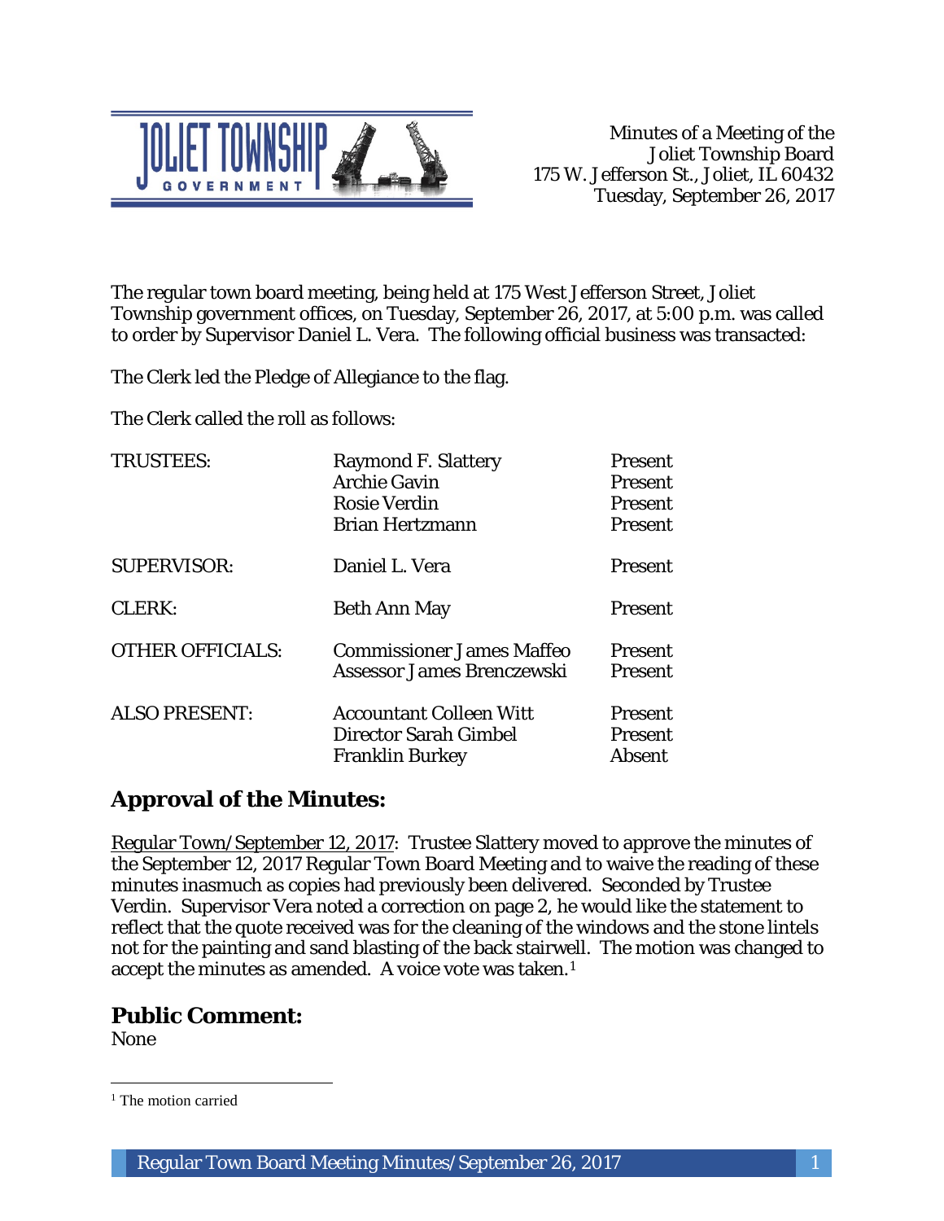Minutes of a Meeting of the
Joliet Township Board
175 W. Jefferson St., Joliet, IL 60432
Tuesday, September 26, 2017

The regular town board meeting, being held at 175 West Jefferson Street, Joliet Township government offices, on Tuesday, September 26, 2017, at 5:00 p.m. was called to order by Supervisor Daniel L. Vera. The following official business was transacted:

The Clerk led the Pledge of Allegiance to the flag.

The Clerk called the roll as follows:

| | | |
|---|---|---|
| TRUSTEES: | Raymond F. Slattery | Present |
| | Archie Gavin | Present |
| | Rosie Verdin | Present |
| | Brian Hertzmann | Present |
| SUPERVISOR: | Daniel L. Vera | Present |
| CLERK: | Beth Ann May | Present |
| OTHER OFFICIALS: | Commissioner James Maffeo | Present |
| | Assessor James Brenczewski | Present |
| ALSO PRESENT: | Accountant Colleen Witt | Present |
| | Director Sarah Gimbel | Present |
| | Franklin Burkey | Absent |

## Approval of the Minutes:

Regular Town/September 12, 2017: Trustee Slattery moved to approve the minutes of the September 12, 2017 Regular Town Board Meeting and to waive the reading of these minutes inasmuch as copies had previously been delivered. Seconded by Trustee Verdin. Supervisor Vera noted a correction on page 2, he would like the statement to reflect that the quote received was for the cleaning of the windows and the stone lintels not for the painting and sand blasting of the back stairwell. The motion was changed to accept the minutes as amended. A voice vote was taken.[1]

## Public Comment:

None

[1] The motion carried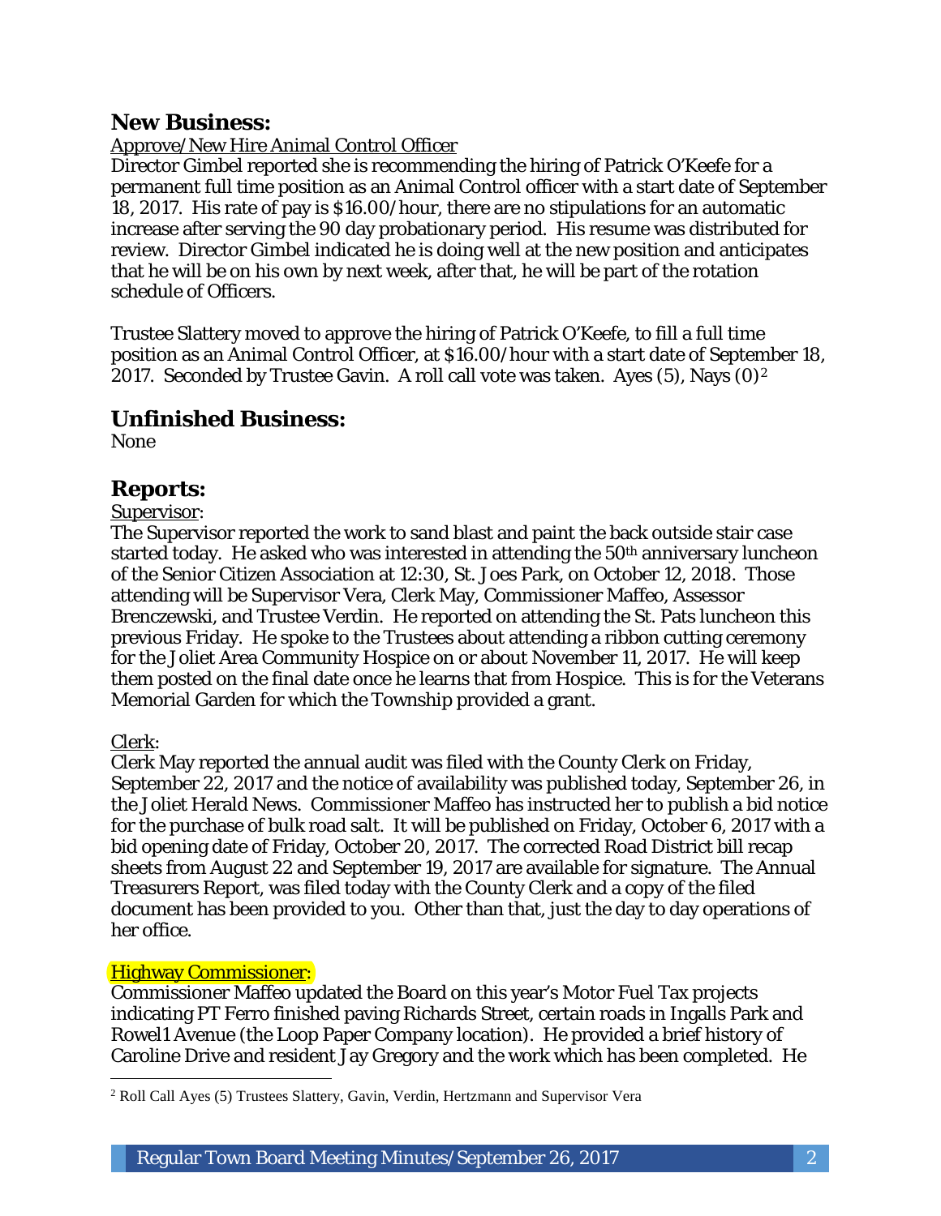## New Business:

Approve/New Hire Animal Control Officer

Director Gimbel reported she is recommending the hiring of Patrick O'Keefe for a permanent full time position as an Animal Control officer with a start date of September 18, 2017. His rate of pay is $16.00/hour, there are no stipulations for an automatic increase after serving the 90 day probationary period. His resume was distributed for review. Director Gimbel indicated he is doing well at the new position and anticipates that he will be on his own by next week, after that, he will be part of the rotation schedule of Officers.

Trustee Slattery moved to approve the hiring of Patrick O'Keefe, to fill a full time position as an Animal Control Officer, at $16.00/hour with a start date of September 18, 2017. Seconded by Trustee Gavin. A roll call vote was taken. Ayes (5), Nays (0)[2]

## Unfinished Business:

None

## Reports:

Supervisor:

The Supervisor reported the work to sand blast and paint the back outside stair case started today. He asked who was interested in attending the 50th anniversary luncheon of the Senior Citizen Association at 12:30, St. Joes Park, on October 12, 2018. Those attending will be Supervisor Vera, Clerk May, Commissioner Maffeo, Assessor Brenczewski, and Trustee Verdin. He reported on attending the St. Pats luncheon this previous Friday. He spoke to the Trustees about attending a ribbon cutting ceremony for the Joliet Area Community Hospice on or about November 11, 2017. He will keep them posted on the final date once he learns that from Hospice. This is for the Veterans Memorial Garden for which the Township provided a grant.

Clerk:

Clerk May reported the annual audit was filed with the County Clerk on Friday, September 22, 2017 and the notice of availability was published today, September 26, in the Joliet Herald News. Commissioner Maffeo has instructed her to publish a bid notice for the purchase of bulk road salt. It will be published on Friday, October 6, 2017 with a bid opening date of Friday, October 20, 2017. The corrected Road District bill recap sheets from August 22 and September 19, 2017 are available for signature. The Annual Treasurers Report, was filed today with the County Clerk and a copy of the filed document has been provided to you. Other than that, just the day to day operations of her office.

Highway Commissioner:

Commissioner Maffeo updated the Board on this year's Motor Fuel Tax projects indicating PT Ferro finished paving Richards Street, certain roads in Ingalls Park and Rowel1 Avenue (the Loop Paper Company location). He provided a brief history of Caroline Drive and resident Jay Gregory and the work which has been completed. He

[2] Roll Call Ayes (5) Trustees Slattery, Gavin, Verdin, Hertzmann and Supervisor Vera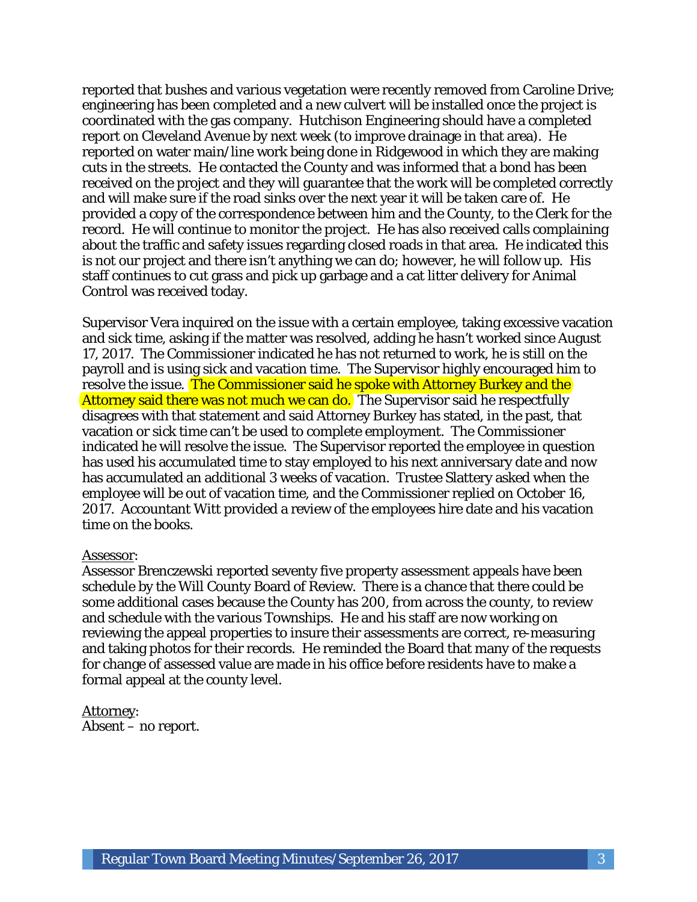reported that bushes and various vegetation were recently removed from Caroline Drive; engineering has been completed and a new culvert will be installed once the project is coordinated with the gas company. Hutchison Engineering should have a completed report on Cleveland Avenue by next week (to improve drainage in that area). He reported on water main/line work being done in Ridgewood in which they are making cuts in the streets. He contacted the County and was informed that a bond has been received on the project and they will guarantee that the work will be completed correctly and will make sure if the road sinks over the next year it will be taken care of. He provided a copy of the correspondence between him and the County, to the Clerk for the record. He will continue to monitor the project. He has also received calls complaining about the traffic and safety issues regarding closed roads in that area. He indicated this is not our project and there isn't anything we can do; however, he will follow up. His staff continues to cut grass and pick up garbage and a cat litter delivery for Animal Control was received today.

Supervisor Vera inquired on the issue with a certain employee, taking excessive vacation and sick time, asking if the matter was resolved, adding he hasn't worked since August 17, 2017. The Commissioner indicated he has not returned to work, he is still on the payroll and is using sick and vacation time. The Supervisor highly encouraged him to resolve the issue. The Commissioner said he spoke with Attorney Burkey and the Attorney said there was not much we can do. The Supervisor said he respectfully disagrees with that statement and said Attorney Burkey has stated, in the past, that vacation or sick time can't be used to complete employment. The Commissioner indicated he will resolve the issue. The Supervisor reported the employee in question has used his accumulated time to stay employed to his next anniversary date and now has accumulated an additional 3 weeks of vacation. Trustee Slattery asked when the employee will be out of vacation time, and the Commissioner replied on October 16, 2017. Accountant Witt provided a review of the employees hire date and his vacation time on the books.

Assessor:

Assessor Brenczewski reported seventy five property assessment appeals have been schedule by the Will County Board of Review. There is a chance that there could be some additional cases because the County has 200, from across the county, to review and schedule with the various Townships. He and his staff are now working on reviewing the appeal properties to insure their assessments are correct, re-measuring and taking photos for their records. He reminded the Board that many of the requests for change of assessed value are made in his office before residents have to make a formal appeal at the county level.

Attorney:

Absent – no report.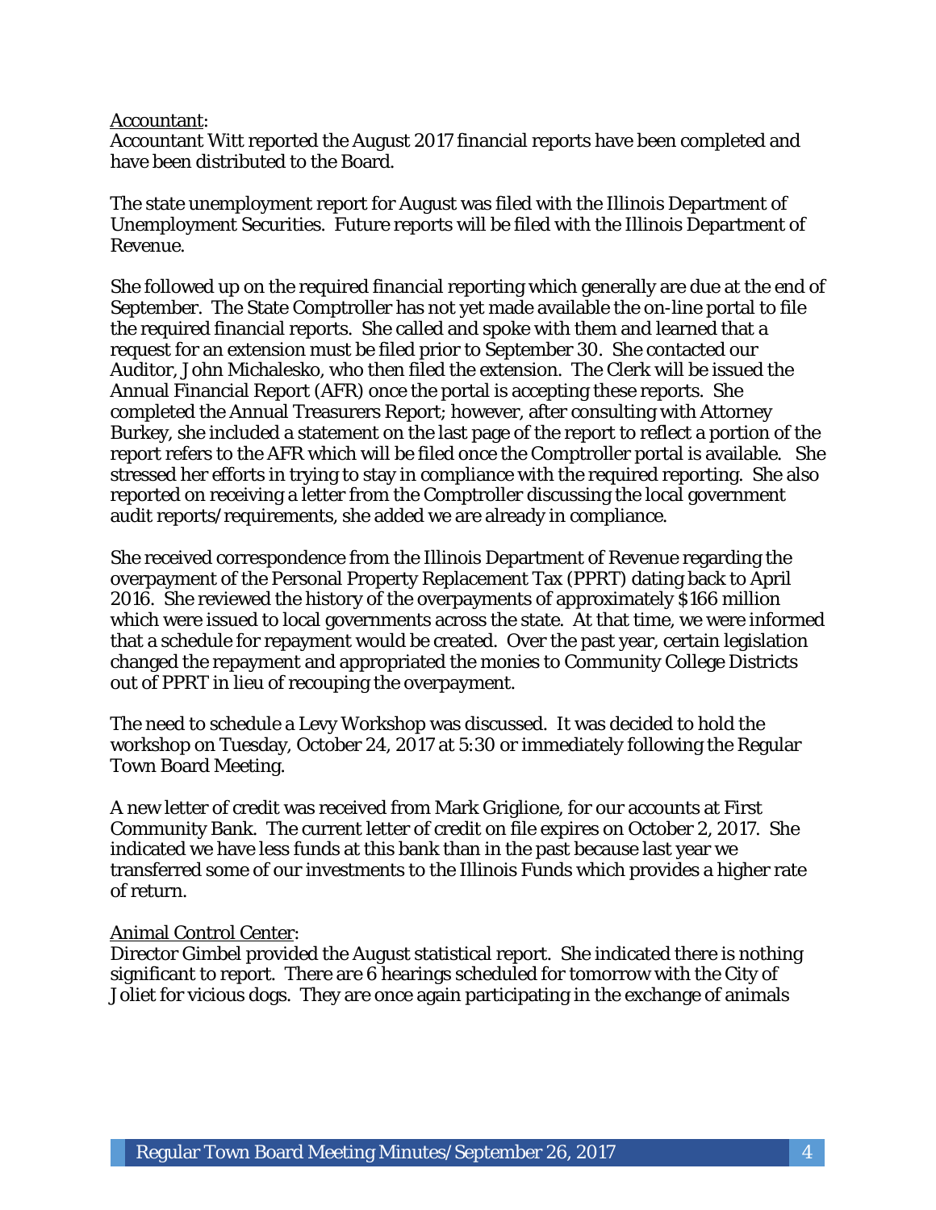Accountant:

Accountant Witt reported the August 2017 financial reports have been completed and have been distributed to the Board.

The state unemployment report for August was filed with the Illinois Department of Unemployment Securities. Future reports will be filed with the Illinois Department of Revenue.

She followed up on the required financial reporting which generally are due at the end of September. The State Comptroller has not yet made available the on-line portal to file the required financial reports. She called and spoke with them and learned that a request for an extension must be filed prior to September 30. She contacted our Auditor, John Michalesko, who then filed the extension. The Clerk will be issued the Annual Financial Report (AFR) once the portal is accepting these reports. She completed the Annual Treasurers Report; however, after consulting with Attorney Burkey, she included a statement on the last page of the report to reflect a portion of the report refers to the AFR which will be filed once the Comptroller portal is available. She stressed her efforts in trying to stay in compliance with the required reporting. She also reported on receiving a letter from the Comptroller discussing the local government audit reports/requirements, she added we are already in compliance.

She received correspondence from the Illinois Department of Revenue regarding the overpayment of the Personal Property Replacement Tax (PPRT) dating back to April 2016. She reviewed the history of the overpayments of approximately $166 million which were issued to local governments across the state. At that time, we were informed that a schedule for repayment would be created. Over the past year, certain legislation changed the repayment and appropriated the monies to Community College Districts out of PPRT in lieu of recouping the overpayment.

The need to schedule a Levy Workshop was discussed. It was decided to hold the workshop on Tuesday, October 24, 2017 at 5:30 or immediately following the Regular Town Board Meeting.

A new letter of credit was received from Mark Griglione, for our accounts at First Community Bank. The current letter of credit on file expires on October 2, 2017. She indicated we have less funds at this bank than in the past because last year we transferred some of our investments to the Illinois Funds which provides a higher rate of return.

Animal Control Center:

Director Gimbel provided the August statistical report. She indicated there is nothing significant to report. There are 6 hearings scheduled for tomorrow with the City of Joliet for vicious dogs. They are once again participating in the exchange of animals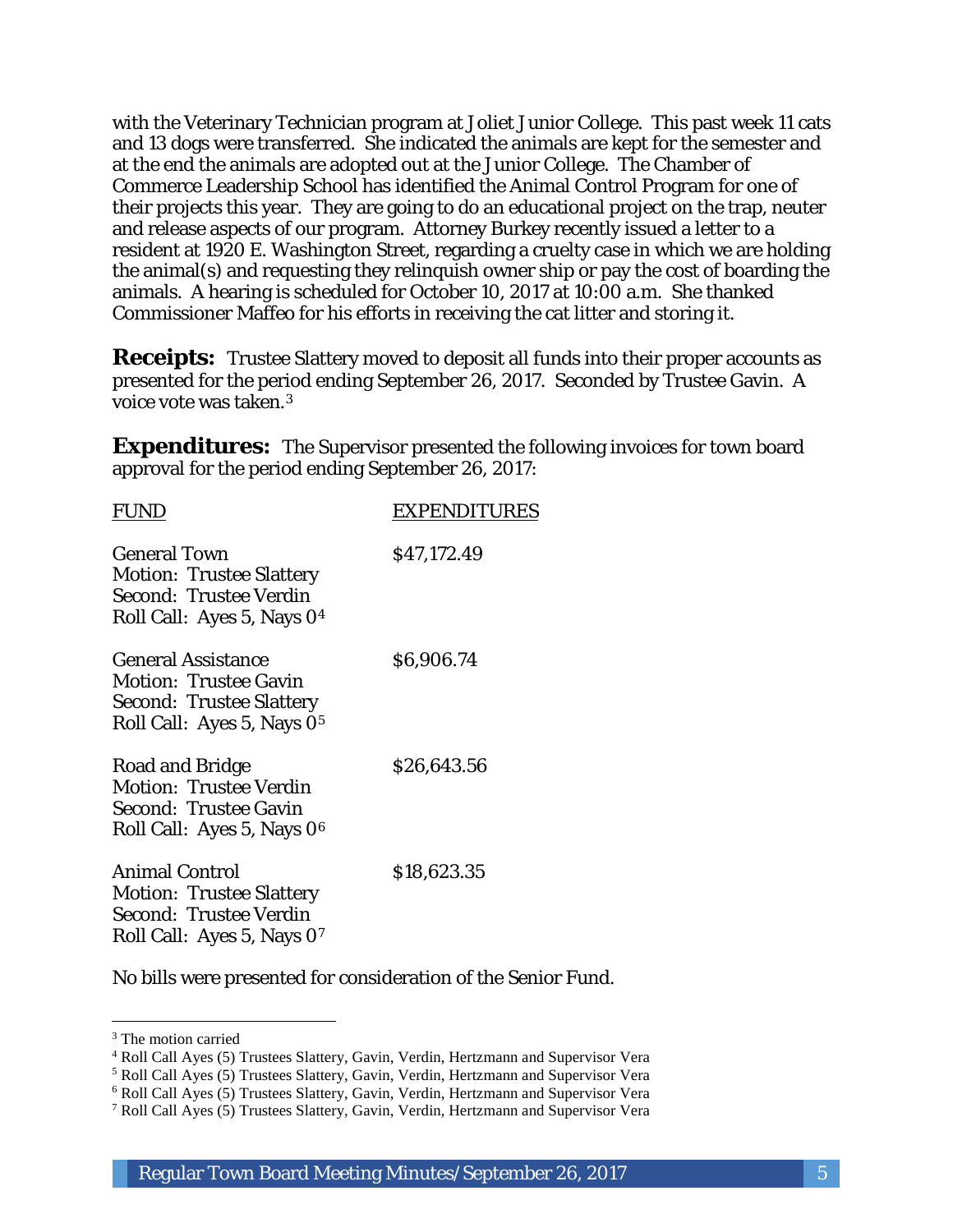with the Veterinary Technician program at Joliet Junior College. This past week 11 cats and 13 dogs were transferred. She indicated the animals are kept for the semester and at the end the animals are adopted out at the Junior College. The Chamber of Commerce Leadership School has identified the Animal Control Program for one of their projects this year. They are going to do an educational project on the trap, neuter and release aspects of our program. Attorney Burkey recently issued a letter to a resident at 1920 E. Washington Street, regarding a cruelty case in which we are holding the animal(s) and requesting they relinquish owner ship or pay the cost of boarding the animals. A hearing is scheduled for October 10, 2017 at 10:00 a.m. She thanked Commissioner Maffeo for his efforts in receiving the cat litter and storing it.

**Receipts:** Trustee Slattery moved to deposit all funds into their proper accounts as presented for the period ending September 26, 2017. Seconded by Trustee Gavin. A voice vote was taken.[3]

**Expenditures:** The Supervisor presented the following invoices for town board approval for the period ending September 26, 2017:

| FUND | EXPENDITURES |
|---|---|
| General Town<br>Motion: Trustee Slattery<br>Second: Trustee Verdin<br>Roll Call: Ayes 5, Nays 0[4] | $47,172.49 |
| General Assistance<br>Motion: Trustee Gavin<br>Second: Trustee Slattery<br>Roll Call: Ayes 5, Nays 0[5] | $6,906.74 |
| Road and Bridge<br>Motion: Trustee Verdin<br>Second: Trustee Gavin<br>Roll Call: Ayes 5, Nays 0[6] | $26,643.56 |
| Animal Control<br>Motion: Trustee Slattery<br>Second: Trustee Verdin<br>Roll Call: Ayes 5, Nays 0[7] | $18,623.35 |

No bills were presented for consideration of the Senior Fund.

---

[3] The motion carried

[4] Roll Call Ayes (5) Trustees Slattery, Gavin, Verdin, Hertzmann and Supervisor Vera

[5] Roll Call Ayes (5) Trustees Slattery, Gavin, Verdin, Hertzmann and Supervisor Vera

[6] Roll Call Ayes (5) Trustees Slattery, Gavin, Verdin, Hertzmann and Supervisor Vera

[7] Roll Call Ayes (5) Trustees Slattery, Gavin, Verdin, Hertzmann and Supervisor Vera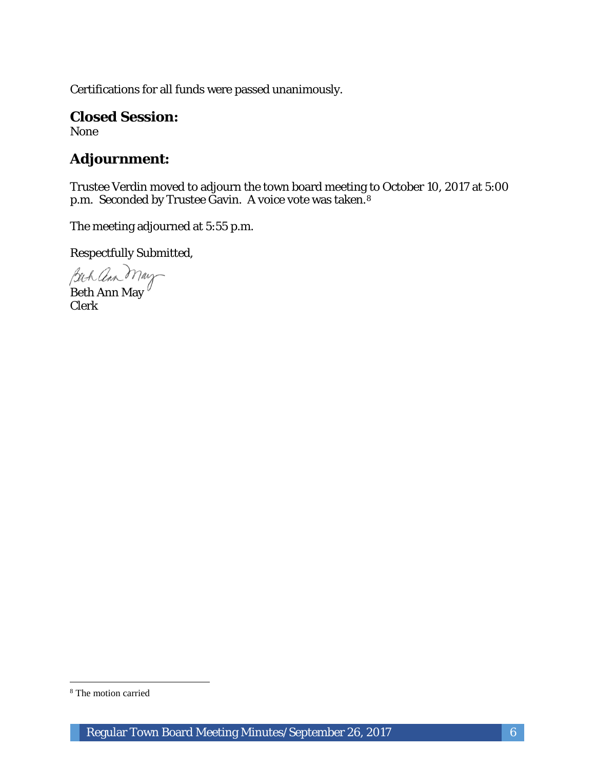Certifications for all funds were passed unanimously.

## Closed Session:

None

## Adjournment:

Trustee Verdin moved to adjourn the town board meeting to October 10, 2017 at 5:00 p.m. Seconded by Trustee Gavin. A voice vote was taken.[8]

The meeting adjourned at 5:55 p.m.

Respectfully Submitted,

Beth Ann May
Clerk

---

[8] The motion carried